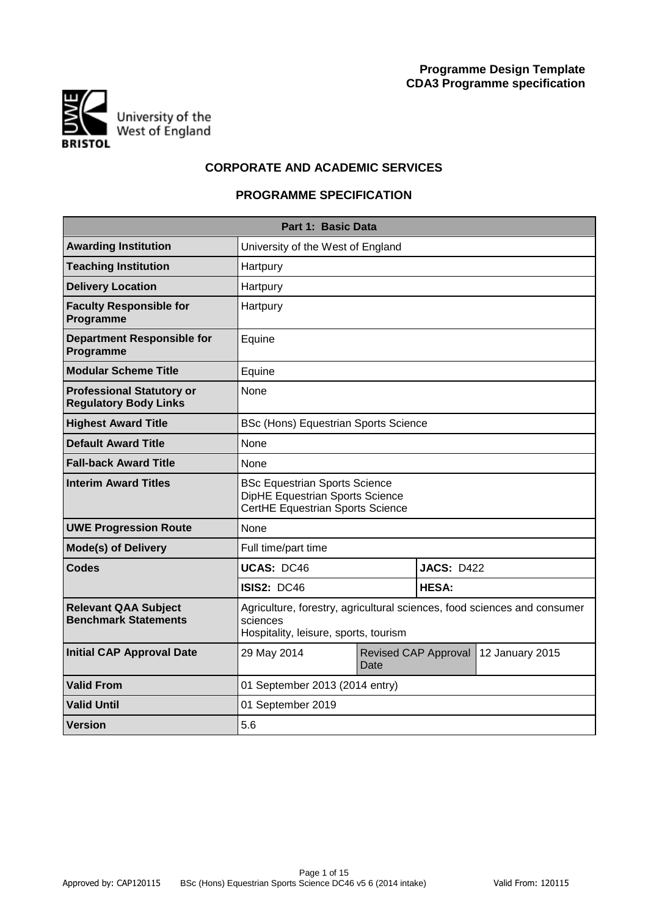**Programme Design Template**
**CDA3 Programme specification**

University of the West of England
BRISTOL

## CORPORATE AND ACADEMIC SERVICES

## PROGRAMME SPECIFICATION

| **Part 1: Basic Data** | | | | |
|---|---|---|---|---|
| **Awarding Institution** | University of the West of England | | | |
| **Teaching Institution** | Hartpury | | | |
| **Delivery Location** | Hartpury | | | |
| **Faculty Responsible for Programme** | Hartpury | | | |
| **Department Responsible for Programme** | Equine | | | |
| **Modular Scheme Title** | Equine | | | |
| **Professional Statutory or Regulatory Body Links** | None | | | |
| **Highest Award Title** | BSc (Hons) Equestrian Sports Science | | | |
| **Default Award Title** | None | | | |
| **Fall-back Award Title** | None | | | |
| **Interim Award Titles** | BSc Equestrian Sports Science<br>DipHE Equestrian Sports Science<br>CertHE Equestrian Sports Science | | | |
| **UWE Progression Route** | None | | | |
| **Mode(s) of Delivery** | Full time/part time | | | |
| **Codes** | **UCAS:** DC46 | | **JACS:** D422 | |
| | **ISIS2:** DC46 | | **HESA:** | |
| **Relevant QAA Subject Benchmark Statements** | Agriculture, forestry, agricultural sciences, food sciences and consumer sciences<br>Hospitality, leisure, sports, tourism | | | |
| **Initial CAP Approval Date** | 29 May 2014 | Revised CAP Approval Date | | 12 January 2015 |
| **Valid From** | 01 September 2013 (2014 entry) | | | |
| **Valid Until** | 01 September 2019 | | | |
| **Version** | 5.6 | | | |

Approved by: CAP120115 BSc (Hons) Equestrian Sports Science DC46 v5 6 (2014 intake) Valid From: 120115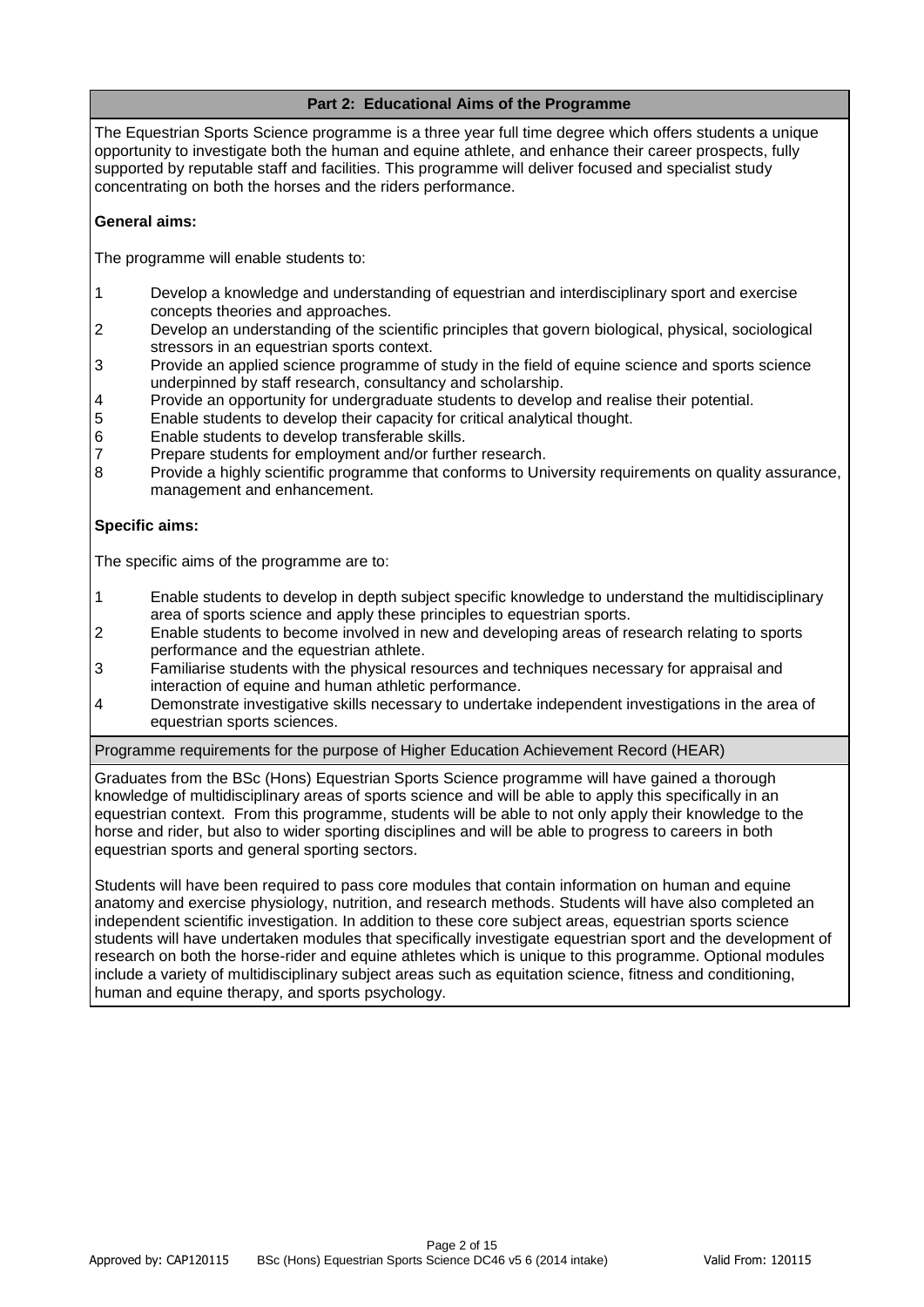## Part 2: Educational Aims of the Programme

The Equestrian Sports Science programme is a three year full time degree which offers students a unique opportunity to investigate both the human and equine athlete, and enhance their career prospects, fully supported by reputable staff and facilities. This programme will deliver focused and specialist study concentrating on both the horses and the riders performance.

**General aims:**

The programme will enable students to:

1. Develop a knowledge and understanding of equestrian and interdisciplinary sport and exercise concepts theories and approaches.
2. Develop an understanding of the scientific principles that govern biological, physical, sociological stressors in an equestrian sports context.
3. Provide an applied science programme of study in the field of equine science and sports science underpinned by staff research, consultancy and scholarship.
4. Provide an opportunity for undergraduate students to develop and realise their potential.
5. Enable students to develop their capacity for critical analytical thought.
6. Enable students to develop transferable skills.
7. Prepare students for employment and/or further research.
8. Provide a highly scientific programme that conforms to University requirements on quality assurance, management and enhancement.

**Specific aims:**

The specific aims of the programme are to:

1. Enable students to develop in depth subject specific knowledge to understand the multidisciplinary area of sports science and apply these principles to equestrian sports.
2. Enable students to become involved in new and developing areas of research relating to sports performance and the equestrian athlete.
3. Familiarise students with the physical resources and techniques necessary for appraisal and interaction of equine and human athletic performance.
4. Demonstrate investigative skills necessary to undertake independent investigations in the area of equestrian sports sciences.

### Programme requirements for the purpose of Higher Education Achievement Record (HEAR)

Graduates from the BSc (Hons) Equestrian Sports Science programme will have gained a thorough knowledge of multidisciplinary areas of sports science and will be able to apply this specifically in an equestrian context. From this programme, students will be able to not only apply their knowledge to the horse and rider, but also to wider sporting disciplines and will be able to progress to careers in both equestrian sports and general sporting sectors.

Students will have been required to pass core modules that contain information on human and equine anatomy and exercise physiology, nutrition, and research methods. Students will have also completed an independent scientific investigation. In addition to these core subject areas, equestrian sports science students will have undertaken modules that specifically investigate equestrian sport and the development of research on both the horse-rider and equine athletes which is unique to this programme. Optional modules include a variety of multidisciplinary subject areas such as equitation science, fitness and conditioning, human and equine therapy, and sports psychology.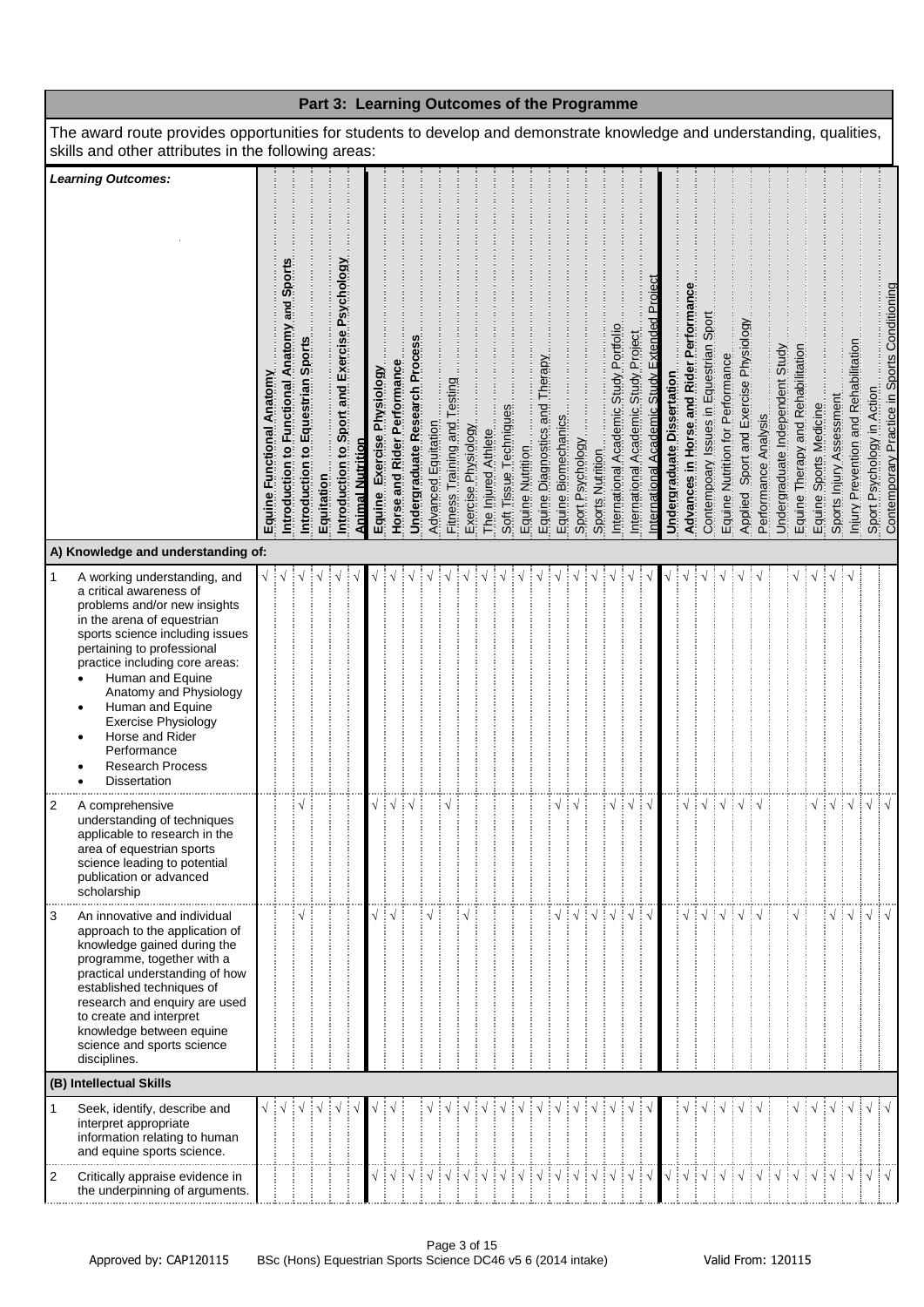## Part 3: Learning Outcomes of the Programme

The award route provides opportunities for students to develop and demonstrate knowledge and understanding, qualities, skills and other attributes in the following areas:

| | ***Learning Outcomes:*** | Equine Functional Anatomy | Introduction to Functional Anatomy and Sports | Introduction to Equestrian Sports | Equitation | Introduction to Sport and Exercise Psychology | Animal Nutrition | Equine Exercise Physiology | Horse and Rider Performance | Undergraduate Research Process | Advanced Equitation | Fitness Training and Testing | Exercise Physiology | The Injured Athlete | Soft Tissue Techniques | Equine Nutrition | Equine Diagnostics and Therapy | Equine Biomechanics | Sport Psychology | Sports Nutrition | International Academic Study Portfolio | International Academic Study Project | International Academic Study Extended Project | Undergraduate Dissertation | Advances in Horse and Rider Performance | Contempoary Issues in Equestrian Sport | Equine Nutrition for Performance | Applied Sport and Exercise Physiology | Performance Analysis | Undergraduate Independent Study | Equine Therapy and Rehabilitation | Equine Sports Medicine | Sports Injury Assessment | Injury Prevention and Rehabilitation | Sport Psychology in Action | Contemporary Practice in Sports Conditioning |
|---|---|---|---|---|---|---|---|---|---|---|---|---|---|---|---|---|---|---|---|---|---|---|---|---|---|---|---|---|---|---|---|---|---|---|---|---|
| **A) Knowledge and understanding of:** | | | | | | | | | | | | | | | | | | | | | | | | | | | | | | | | | | | | |
| 1 | A working understanding, and a critical awareness of problems and/or new insights in the arena of equestrian sports science including issues pertaining to professional practice including core areas: • Human and Equine Anatomy and Physiology • Human and Equine Exercise Physiology • Horse and Rider Performance • Research Process • Dissertation | √ | √ | √ | √ | √ | √ | √ | √ | √ | √ | √ | √ | √ | √ | √ | √ | √ | √ | √ | √ | √ | √ | √ | √ | √ | √ | √ | √ | | √ | √ | √ | √ | | |
| 2 | A comprehensive understanding of techniques applicable to research in the area of equestrian sports science leading to potential publication or advanced scholarship | | | √ | | | | √ | √ | √ | | √ | | | | | | √ | √ | | √ | √ | √ | | √ | √ | √ | √ | √ | | | √ | √ | √ | √ | √ |
| 3 | An innovative and individual approach to the application of knowledge gained during the programme, together with a practical understanding of how established techniques of research and enquiry are used to create and interpret knowledge between equine science and sports science disciplines. | | | √ | | | | √ | √ | | √ | | √ | | | | | √ | √ | √ | √ | √ | √ | | √ | √ | √ | √ | √ | | √ | | √ | √ | √ | √ |
| **(B) Intellectual Skills** | | | | | | | | | | | | | | | | | | | | | | | | | | | | | | | | | | | | |
| 1 | Seek, identify, describe and interpret appropriate information relating to human and equine sports science. | √ | √ | √ | √ | √ | √ | √ | √ | | √ | √ | √ | √ | √ | √ | √ | √ | √ | √ | √ | √ | √ | | √ | √ | √ | √ | √ | | √ | √ | √ | √ | √ | √ |
| 2 | Critically appraise evidence in the underpinning of arguments. | | | | | | | √ | √ | √ | √ | √ | √ | √ | √ | √ | √ | √ | √ | √ | √ | √ | √ | √ | √ | √ | √ | √ | √ | √ | √ | √ | √ | √ | √ | √ |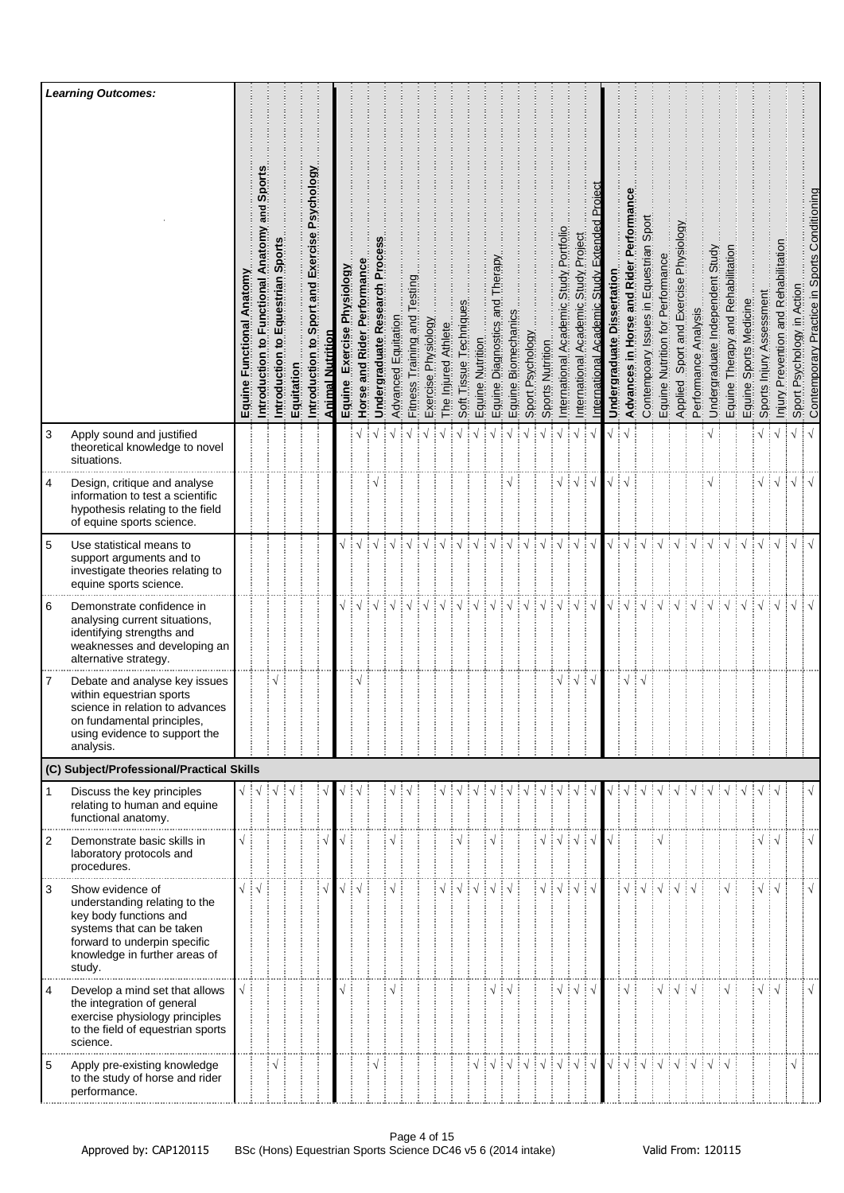| | *Learning Outcomes:* | Equine Functional Anatomy | Introduction to Functional Anatomy and Sports | Introduction to Equestrian Sports | Equitation | Introduction to Sport and Exercise Psychology | Animal Nutrition | Equine Exercise Physiology | Horse and Rider Performance | Undergraduate Research Process | Advanced Equitation | Fitness Training and Testing | Exercise Physiology | The Injured Athlete | Soft Tissue Techniques | Equine Nutrition | Equine Diagnostics and Therapy | Equine Biomechanics | Sport Psychology | Sports Nutrition | International Academic Study Portfolio | International Academic Study Project | International Academic Study Extended Project | Undergraduate Dissertation | Advances in Horse and Rider Performance | Contempoary Issues in Equestrian Sport | Equine Nutrition for Performance | Applied Sport and Exercise Physiology | Performance Analysis | Undergraduate Independent Study | Equine Therapy and Rehabilitation | Equine Sports Medicine | Sports Injury Assessment | Injury Prevention and Rehabilitation | Sport Psychology in Action | Contemporary Practice in Sports Conditioning |
|---|---|---|---|---|---|---|---|---|---|---|---|---|---|---|---|---|---|---|---|---|---|---|---|---|---|---|---|---|---|---|---|---|---|---|---|---|
| 3 | Apply sound and justified theoretical knowledge to novel situations. | | | | | | | | √ | √ | √ | √ | √ | √ | √ | √ | √ | √ | √ | √ | √ | √ | √ | √ | √ | | | | | √ | | | √ | √ | √ | √ |
| 4 | Design, critique and analyse information to test a scientific hypothesis relating to the field of equine sports science. | | | | | | | | | √ | | | | | | | | √ | | | √ | √ | √ | √ | √ | | | | | √ | | | √ | √ | √ | √ |
| 5 | Use statistical means to support arguments and to investigate theories relating to equine sports science. | | | | | | | √ | √ | √ | √ | √ | √ | √ | √ | √ | √ | √ | √ | √ | √ | √ | √ | √ | √ | √ | √ | √ | √ | √ | | √ | √ | √ | √ | √ |
| 6 | Demonstrate confidence in analysing current situations, identifying strengths and weaknesses and developing an alternative strategy. | | | | | | | √ | √ | √ | √ | √ | √ | √ | √ | √ | √ | √ | √ | √ | √ | √ | √ | √ | √ | √ | √ | √ | √ | √ | | √ | √ | √ | √ | √ |
| 7 | Debate and analyse key issues within equestrian sports science in relation to advances on fundamental principles, using evidence to support the analysis. | | | √ | | | | | √ | | | | | | | | | | | | √ | √ | √ | | √ | √ | | | | | | | | | | |
| **(C) Subject/Professional/Practical Skills** | | | | | | | | | | | | | | | | | | | | | | | | | | | | | | | | | | | | |
| 1 | Discuss the key principles relating to human and equine functional anatomy. | √ | √ | √ | √ | | √ | √ | √ | | √ | √ | | √ | √ | √ | √ | √ | √ | √ | √ | √ | √ | √ | √ | √ | √ | √ | √ | √ | √ | √ | √ | | | √ |
| 2 | Demonstrate basic skills in laboratory protocols and procedures. | √ | | | | | √ | √ | | | √ | | | | √ | | √ | | | √ | √ | √ | √ | √ | | | √ | | | | | | √ | √ | | √ |
| 3 | Show evidence of understanding relating to the key body functions and systems that can be taken forward to underpin specific knowledge in further areas of study. | √ | √ | | | | √ | √ | √ | | √ | | | √ | √ | √ | √ | √ | | √ | √ | √ | √ | | √ | √ | √ | √ | √ | | √ | | √ | √ | | √ |
| 4 | Develop a mind set that allows the integration of general exercise physiology principles to the field of equestrian sports science. | √ | | | | | | √ | | | √ | | | | | | √ | √ | | | √ | √ | √ | | √ | | √ | √ | √ | | √ | | √ | √ | | √ |
| 5 | Apply pre-existing knowledge to the study of horse and rider performance. | | | √ | | | | | | √ | | | | | | √ | √ | √ | √ | √ | √ | √ | √ | √ | √ | √ | √ | √ | √ | √ | √ | | | | √ | |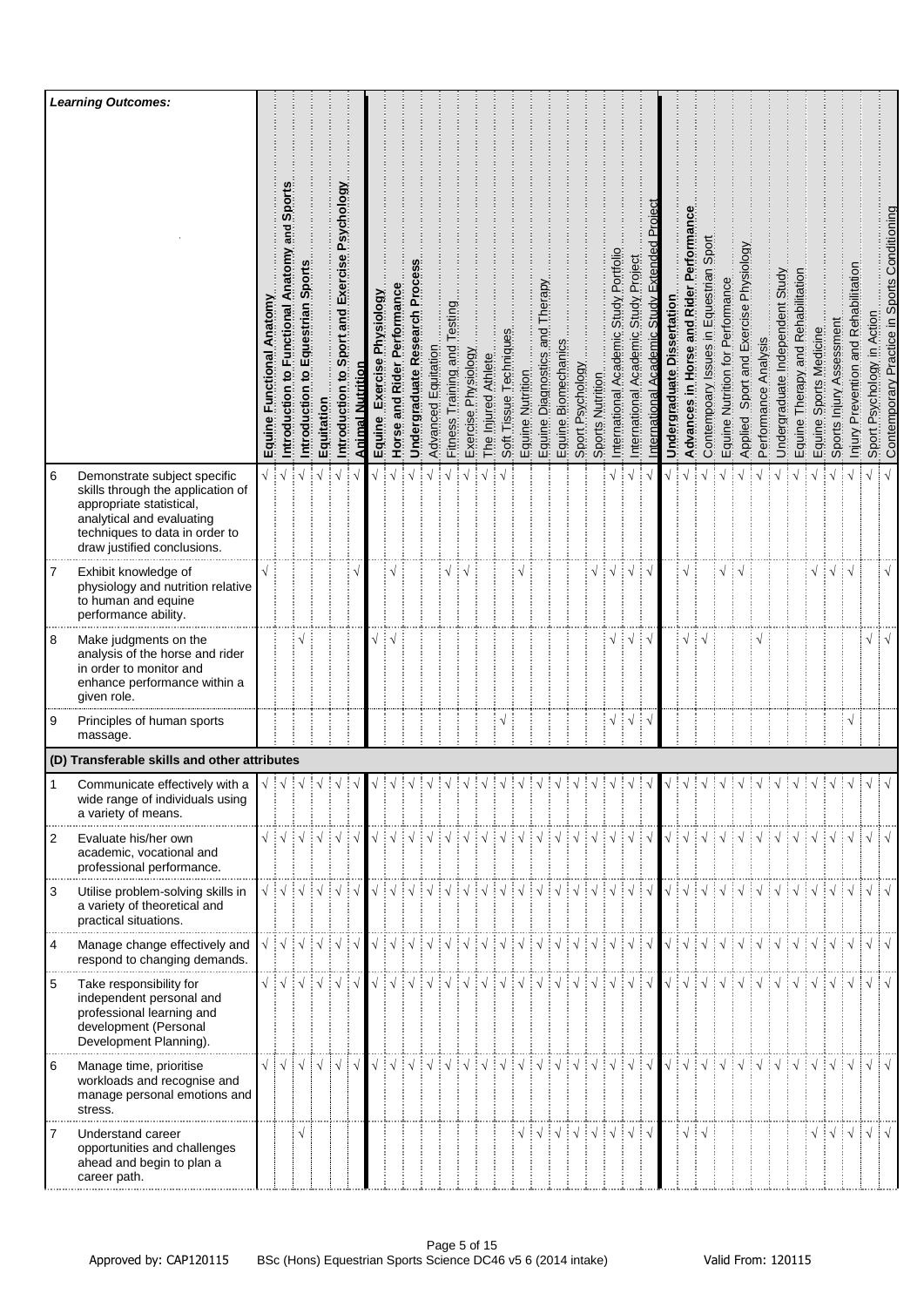| | Learning Outcomes: | Equine Functional Anatomy | Introduction to Functional Anatomy and Sports | Introduction to Equestrian Sports | Equitation | Introduction to Sport and Exercise Psychology | Animal Nutrition | Equine Exercise Physiology | Horse and Rider Performance | Undergraduate Research Process | Advanced Equitation | Fitness Training and Testing | Exercise Physiology | The Injured Athlete | Soft Tissue Techniques | Equine Nutrition | Equine Diagnostics and Therapy | Equine Biomechanics | Sport Psychology | Sports Nutrition | International Academic Study Portfolio | International Academic Study Project | International Academic Study Extended Project | Undergraduate Dissertation | Advances in Horse and Rider Performance | Contempoary Issues in Equestrian Sport | Equine Nutrition for Performance | Applied Sport and Exercise Physiology | Performance Analysis | Undergraduate Independent Study | Equine Therapy and Rehabilitation | Equine Sports Medicine | Sports Injury Assessment | Injury Prevention and Rehabilitation | Sport Psychology in Action | Contemporary Practice in Sports Conditioning |
|---|---|---|---|---|---|---|---|---|---|---|---|---|---|---|---|---|---|---|---|---|---|---|---|---|---|---|---|---|---|---|---|---|---|---|---|---|
| 6 | Demonstrate subject specific skills through the application of appropriate statistical, analytical and evaluating techniques to data in order to draw justified conclusions. | √ | √ | √ | √ | √ | √ | √ | √ | √ | √ | √ | √ | √ | √ | | | | | | √ | √ | √ | √ | √ | √ | √ | √ | √ | √ | √ | √ | √ | √ | √ | √ |
| 7 | Exhibit knowledge of physiology and nutrition relative to human and equine performance ability. | √ | | | | | √ | | √ | | | √ | √ | | | √ | | | | √ | √ | √ | √ | | √ | | √ | √ | | | | √ | √ | √ | | √ |
| 8 | Make judgments on the analysis of the horse and rider in order to monitor and enhance performance within a given role. | | | √ | | | | √ | √ | | | | | | | | | | | | √ | √ | √ | | √ | √ | | | √ | | | | | | √ | √ |
| 9 | Principles of human sports massage. | | | | | | | | | | | | | | √ | | | | | | √ | √ | √ | | | | | | | | | | | √ | | |
| **(D) Transferable skills and other attributes** | | | | | | | | | | | | | | | | | | | | | | | | | | | | | | | | | | | | |
| 1 | Communicate effectively with a wide range of individuals using a variety of means. | √ | √ | √ | √ | √ | √ | √ | √ | √ | √ | √ | √ | √ | √ | √ | √ | √ | √ | √ | √ | √ | √ | √ | √ | √ | √ | √ | √ | √ | √ | √ | √ | √ | √ | √ |
| 2 | Evaluate his/her own academic, vocational and professional performance. | √ | √ | √ | √ | √ | √ | √ | √ | √ | √ | √ | √ | √ | √ | √ | √ | √ | √ | √ | √ | √ | √ | √ | √ | √ | √ | √ | √ | √ | √ | √ | √ | √ | √ | √ |
| 3 | Utilise problem-solving skills in a variety of theoretical and practical situations. | √ | √ | √ | √ | √ | √ | √ | √ | √ | √ | √ | √ | √ | √ | √ | √ | √ | √ | √ | √ | √ | √ | √ | √ | √ | √ | √ | √ | √ | √ | √ | √ | √ | √ | √ |
| 4 | Manage change effectively and respond to changing demands. | √ | √ | √ | √ | √ | √ | √ | √ | √ | √ | √ | √ | √ | √ | √ | √ | √ | √ | √ | √ | √ | √ | √ | √ | √ | √ | √ | √ | √ | √ | √ | √ | √ | √ | √ |
| 5 | Take responsibility for independent personal and professional learning and development (Personal Development Planning). | √ | √ | √ | √ | √ | √ | √ | √ | √ | √ | √ | √ | √ | √ | √ | √ | √ | √ | √ | √ | √ | √ | √ | √ | √ | √ | √ | √ | √ | √ | √ | √ | √ | √ | √ |
| 6 | Manage time, prioritise workloads and recognise and manage personal emotions and stress. | √ | √ | √ | √ | √ | √ | √ | √ | √ | √ | √ | √ | √ | √ | √ | √ | √ | √ | √ | √ | √ | √ | √ | √ | √ | √ | √ | √ | √ | √ | √ | √ | √ | √ | √ |
| 7 | Understand career opportunities and challenges ahead and begin to plan a career path. | | | √ | | | | | | | | | | | | √ | √ | √ | √ | √ | √ | √ | √ | | √ | √ | | | | | | √ | √ | √ | √ | √ |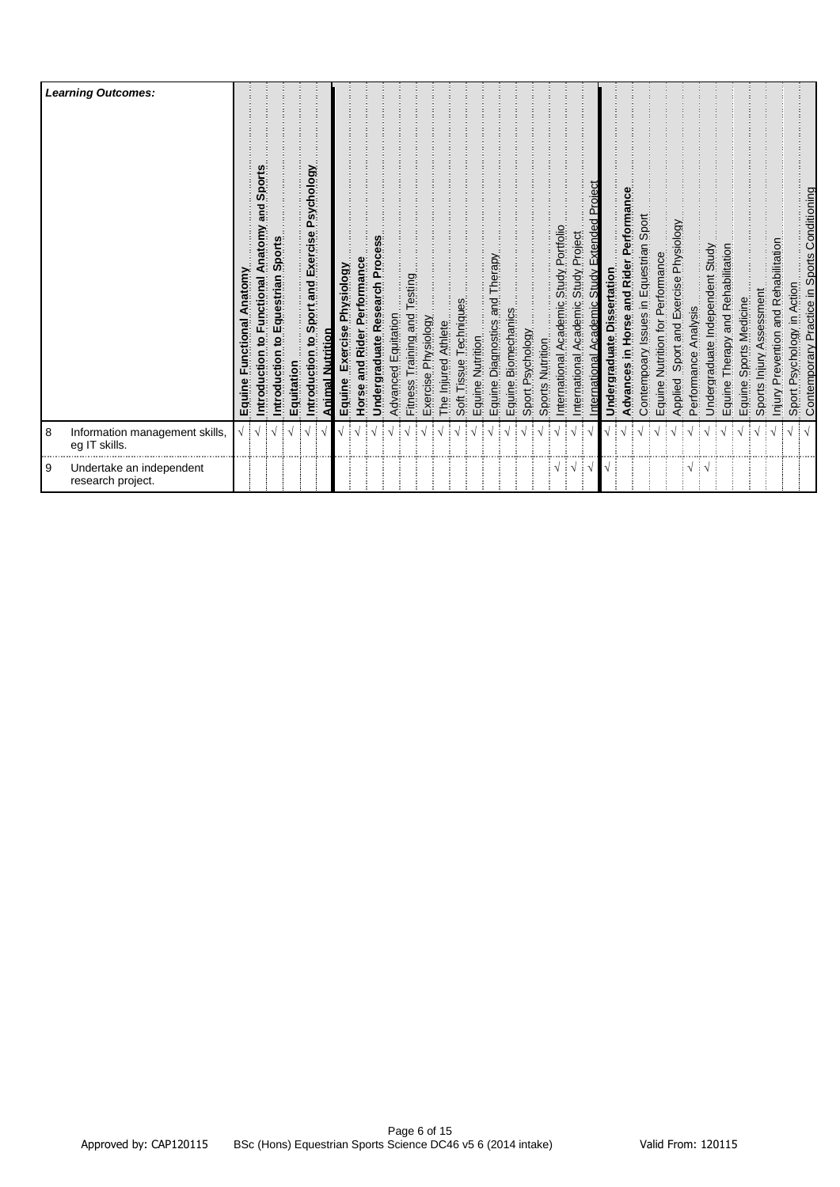| | Learning Outcomes: | Equine Functional Anatomy | Introduction to Functional Anatomy and Sports | Introduction to Equestrian Sports | Equitation | Introduction to Sport and Exercise Psychology | Animal Nutrition | Equine Exercise Physiology | Horse and Rider Performance | Undergraduate Research Process | Advanced Equitation | Fitness Training and Testing | Exercise Physiology | The Injured Athlete | Soft Tissue Techniques | Equine Nutrition | Equine Diagnostics and Therapy | Equine Biomechanics | Sport Psychology | Sports Nutrition | International Academic Study Portfolio | International Academic Study Project | International Academic Study Extended Project | Undergraduate Dissertation | Advances in Horse and Rider Performance | Contempoary Issues in Equestrian Sport | Equine Nutrition for Performance | Applied Sport and Exercise Physiology | Performance Analysis | Undergraduate Independent Study | Equine Therapy and Rehabilitation | Equine Sports Medicine | Sports Injury Assessment | Injury Prevention and Rehabilitation | Sport Psychology in Action | Contemporary Practice in Sports Conditioning |
|---|---|---|---|---|---|---|---|---|---|---|---|---|---|---|---|---|---|---|---|---|---|---|---|---|---|---|---|---|---|---|---|---|---|---|---|---|
| 8 | Information management skills, eg IT skills. | √ | √ | √ | √ | √ | √ | √ | √ | √ | √ | √ | √ | √ | √ | √ | √ | √ | √ | √ | √ | √ | √ | √ | √ | √ | √ | √ | √ | √ | √ | √ | √ | √ | √ | √ |
| 9 | Undertake an independent research project. | | | | | | | | | | | | | | | | | | | | √ | √ | √ | √ | | | | | √ | √ | | | | | | |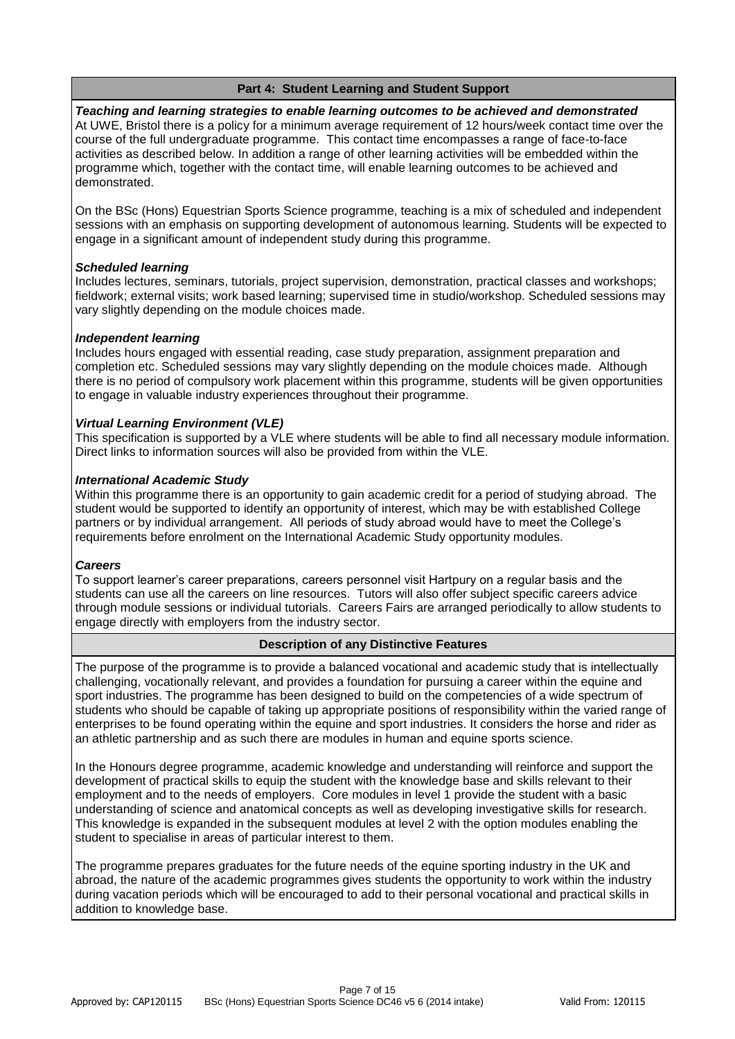## Part 4: Student Learning and Student Support

***Teaching and learning strategies to enable learning outcomes to be achieved and demonstrated***

At UWE, Bristol there is a policy for a minimum average requirement of 12 hours/week contact time over the course of the full undergraduate programme. This contact time encompasses a range of face-to-face activities as described below. In addition a range of other learning activities will be embedded within the programme which, together with the contact time, will enable learning outcomes to be achieved and demonstrated.

On the BSc (Hons) Equestrian Sports Science programme, teaching is a mix of scheduled and independent sessions with an emphasis on supporting development of autonomous learning. Students will be expected to engage in a significant amount of independent study during this programme.

***Scheduled learning***

Includes lectures, seminars, tutorials, project supervision, demonstration, practical classes and workshops; fieldwork; external visits; work based learning; supervised time in studio/workshop. Scheduled sessions may vary slightly depending on the module choices made.

***Independent learning***

Includes hours engaged with essential reading, case study preparation, assignment preparation and completion etc. Scheduled sessions may vary slightly depending on the module choices made. Although there is no period of compulsory work placement within this programme, students will be given opportunities to engage in valuable industry experiences throughout their programme.

***Virtual Learning Environment (VLE)***

This specification is supported by a VLE where students will be able to find all necessary module information. Direct links to information sources will also be provided from within the VLE.

***International Academic Study***

Within this programme there is an opportunity to gain academic credit for a period of studying abroad. The student would be supported to identify an opportunity of interest, which may be with established College partners or by individual arrangement. All periods of study abroad would have to meet the College's requirements before enrolment on the International Academic Study opportunity modules.

***Careers***

To support learner's career preparations, careers personnel visit Hartpury on a regular basis and the students can use all the careers on line resources. Tutors will also offer subject specific careers advice through module sessions or individual tutorials. Careers Fairs are arranged periodically to allow students to engage directly with employers from the industry sector.

## Description of any Distinctive Features

The purpose of the programme is to provide a balanced vocational and academic study that is intellectually challenging, vocationally relevant, and provides a foundation for pursuing a career within the equine and sport industries. The programme has been designed to build on the competencies of a wide spectrum of students who should be capable of taking up appropriate positions of responsibility within the varied range of enterprises to be found operating within the equine and sport industries. It considers the horse and rider as an athletic partnership and as such there are modules in human and equine sports science.

In the Honours degree programme, academic knowledge and understanding will reinforce and support the development of practical skills to equip the student with the knowledge base and skills relevant to their employment and to the needs of employers. Core modules in level 1 provide the student with a basic understanding of science and anatomical concepts as well as developing investigative skills for research. This knowledge is expanded in the subsequent modules at level 2 with the option modules enabling the student to specialise in areas of particular interest to them.

The programme prepares graduates for the future needs of the equine sporting industry in the UK and abroad, the nature of the academic programmes gives students the opportunity to work within the industry during vacation periods which will be encouraged to add to their personal vocational and practical skills in addition to knowledge base.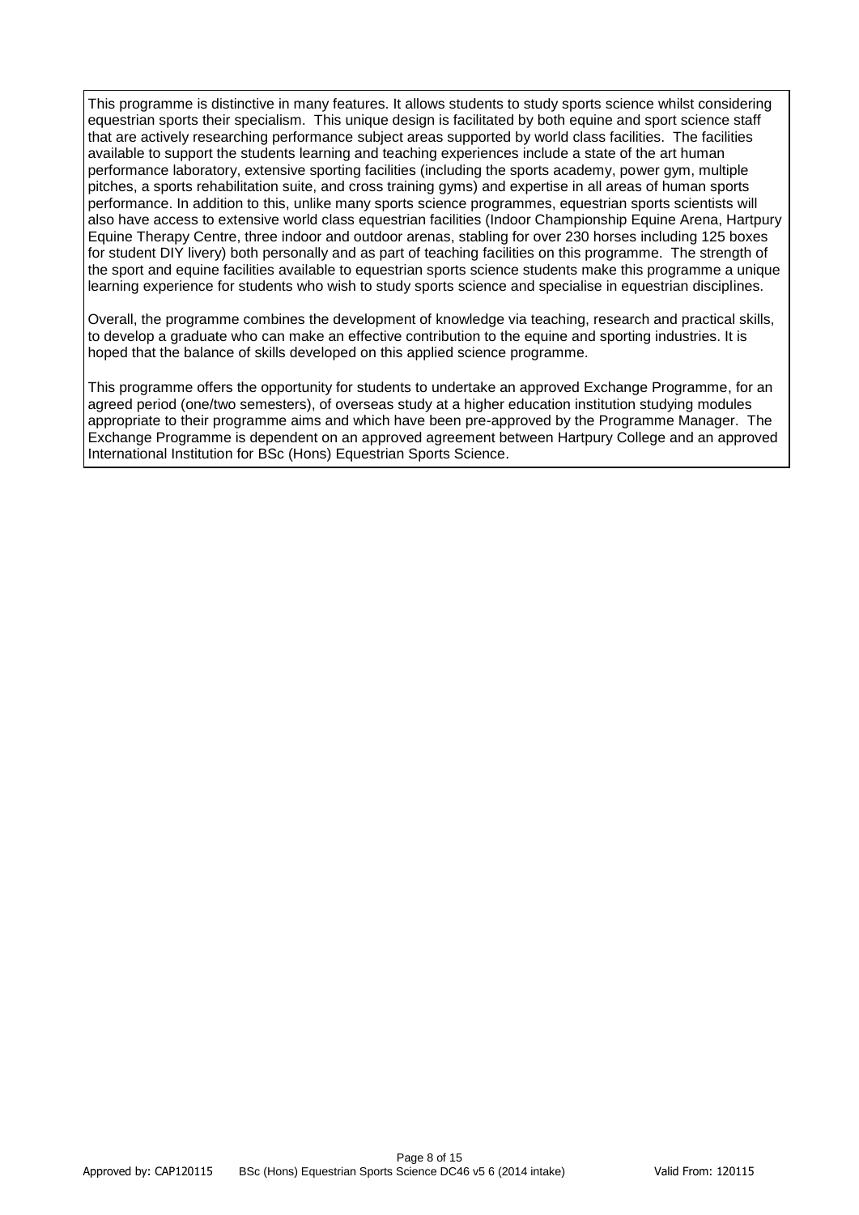This programme is distinctive in many features. It allows students to study sports science whilst considering equestrian sports their specialism. This unique design is facilitated by both equine and sport science staff that are actively researching performance subject areas supported by world class facilities. The facilities available to support the students learning and teaching experiences include a state of the art human performance laboratory, extensive sporting facilities (including the sports academy, power gym, multiple pitches, a sports rehabilitation suite, and cross training gyms) and expertise in all areas of human sports performance. In addition to this, unlike many sports science programmes, equestrian sports scientists will also have access to extensive world class equestrian facilities (Indoor Championship Equine Arena, Hartpury Equine Therapy Centre, three indoor and outdoor arenas, stabling for over 230 horses including 125 boxes for student DIY livery) both personally and as part of teaching facilities on this programme. The strength of the sport and equine facilities available to equestrian sports science students make this programme a unique learning experience for students who wish to study sports science and specialise in equestrian disciplines.

Overall, the programme combines the development of knowledge via teaching, research and practical skills, to develop a graduate who can make an effective contribution to the equine and sporting industries. It is hoped that the balance of skills developed on this applied science programme.

This programme offers the opportunity for students to undertake an approved Exchange Programme, for an agreed period (one/two semesters), of overseas study at a higher education institution studying modules appropriate to their programme aims and which have been pre-approved by the Programme Manager. The Exchange Programme is dependent on an approved agreement between Hartpury College and an approved International Institution for BSc (Hons) Equestrian Sports Science.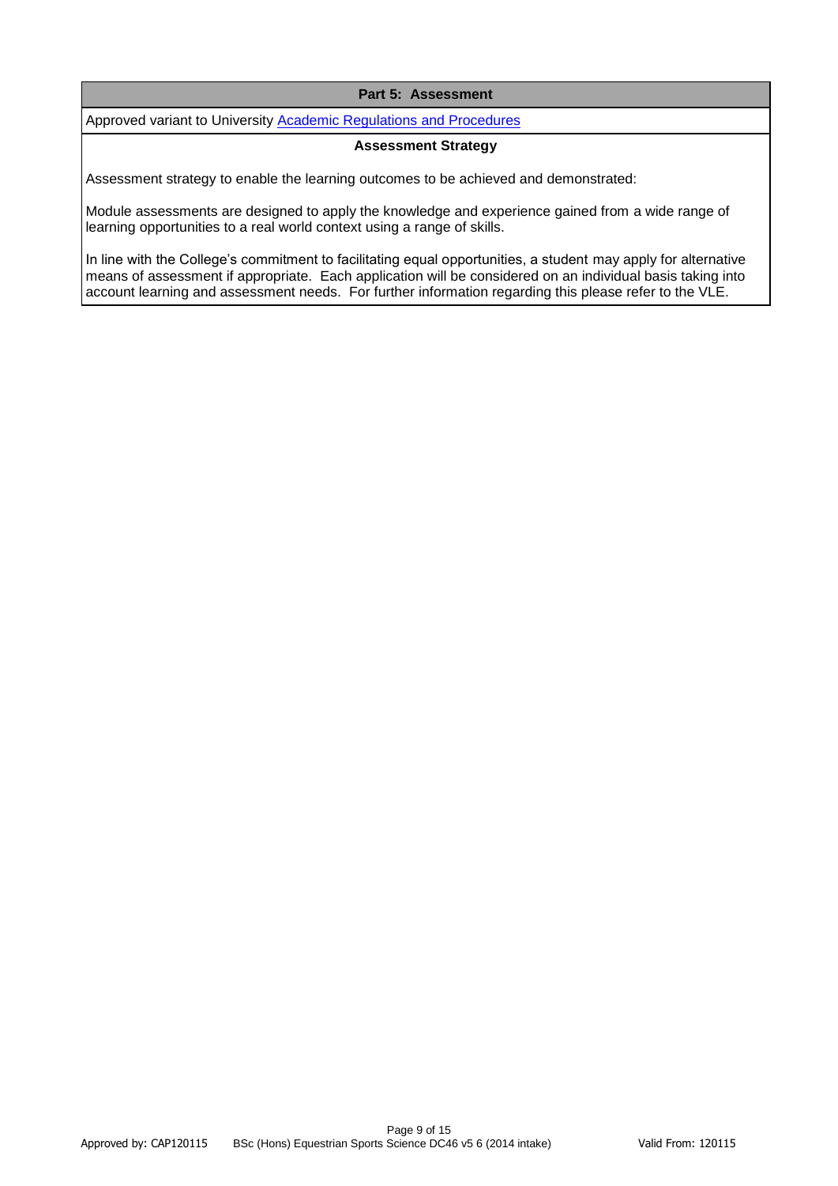## Part 5: Assessment

Approved variant to University [Academic Regulations and Procedures]

### Assessment Strategy

Assessment strategy to enable the learning outcomes to be achieved and demonstrated:

Module assessments are designed to apply the knowledge and experience gained from a wide range of learning opportunities to a real world context using a range of skills.

In line with the College's commitment to facilitating equal opportunities, a student may apply for alternative means of assessment if appropriate. Each application will be considered on an individual basis taking into account learning and assessment needs. For further information regarding this please refer to the VLE.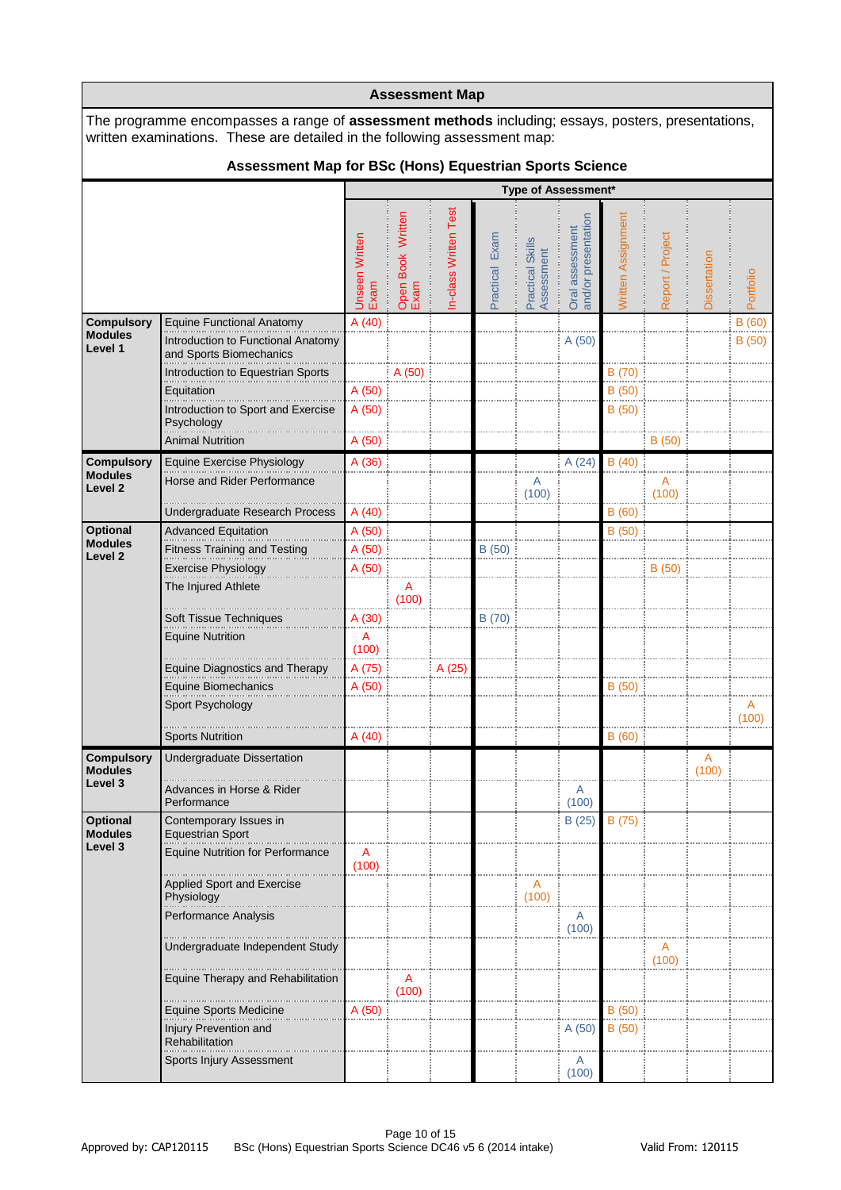## Assessment Map

The programme encompasses a range of **assessment methods** including; essays, posters, presentations, written examinations. These are detailed in the following assessment map:

### Assessment Map for BSc (Hons) Equestrian Sports Science

| | | Type of Assessment* | | | | | | | | | |
|---|---|---|---|---|---|---|---|---|---|---|---|
| | | Unseen Written Exam | Open Book Written Exam | In-class Written Test | Practical Exam | Practical Skills Assessment | Oral assessment and/or presentation | Written Assignment | Report / Project | Dissertation | Portfolio |
| **Compulsory Modules Level 1** | Equine Functional Anatomy | A (40) | | | | | | | | | B (60) |
| | Introduction to Functional Anatomy and Sports Biomechanics | | | | | | A (50) | | | | B (50) |
| | Introduction to Equestrian Sports | | A (50) | | | | | B (70) | | | |
| | Equitation | A (50) | | | | | | B (50) | | | |
| | Introduction to Sport and Exercise Psychology | A (50) | | | | | | B (50) | | | |
| | Animal Nutrition | A (50) | | | | | | | B (50) | | |
| **Compulsory Modules Level 2** | Equine Exercise Physiology | A (36) | | | | | A (24) | B (40) | | | |
| | Horse and Rider Performance | | | | | A (100) | | | A (100) | | |
| | Undergraduate Research Process | A (40) | | | | | | B (60) | | | |
| **Optional Modules Level 2** | Advanced Equitation | A (50) | | | | | | B (50) | | | |
| | Fitness Training and Testing | A (50) | | | B (50) | | | | | | |
| | Exercise Physiology | A (50) | | | | | | | B (50) | | |
| | The Injured Athlete | | A (100) | | | | | | | | |
| | Soft Tissue Techniques | A (30) | | | B (70) | | | | | | |
| | Equine Nutrition | A (100) | | | | | | | | | |
| | Equine Diagnostics and Therapy | A (75) | | A (25) | | | | | | | |
| | Equine Biomechanics | A (50) | | | | | | B (50) | | | |
| | Sport Psychology | | | | | | | | | | A (100) |
| | Sports Nutrition | A (40) | | | | | | B (60) | | | |
| **Compulsory Modules Level 3** | Undergraduate Dissertation | | | | | | | | | A (100) | |
| | Advances in Horse & Rider Performance | | | | | | A (100) | | | | |
| **Optional Modules Level 3** | Contemporary Issues in Equestrian Sport | | | | | | B (25) | B (75) | | | |
| | Equine Nutrition for Performance | A (100) | | | | | | | | | |
| | Applied Sport and Exercise Physiology | | | | | A (100) | | | | | |
| | Performance Analysis | | | | | | A (100) | | | | |
| | Undergraduate Independent Study | | | | | | | | A (100) | | |
| | Equine Therapy and Rehabilitation | | A (100) | | | | | | | | |
| | Equine Sports Medicine | A (50) | | | | | | B (50) | | | |
| | Injury Prevention and Rehabilitation | | | | | | A (50) | B (50) | | | |
| | Sports Injury Assessment | | | | | | A (100) | | | | |

Approved by: CAP120115 BSc (Hons) Equestrian Sports Science DC46 v5 6 (2014 intake) Valid From: 120115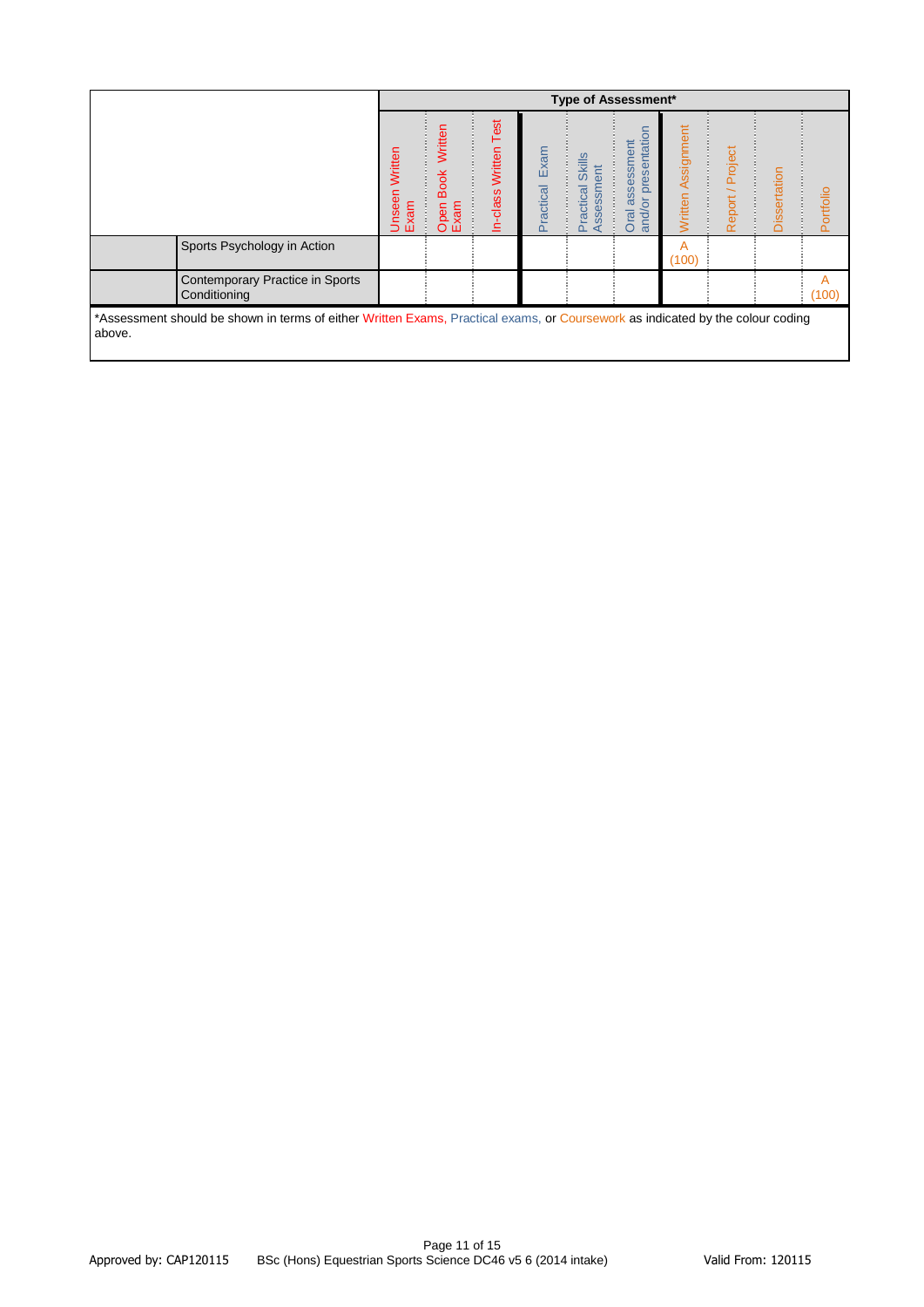| | | Type of Assessment* | | | | | | | | | |
|---|---|---|---|---|---|---|---|---|---|---|---|
| | | Unseen Written Exam | Open Book Written Exam | In-class Written Test | Practical Exam | Practical Skills Assessment | Oral assessment and/or presentation | Written Assignment | Report / Project | Dissertation | Portfolio |
| | Sports Psychology in Action | | | | | | | A (100) | | | |
| | Contemporary Practice in Sports Conditioning | | | | | | | | | | A (100) |

*Assessment should be shown in terms of either Written Exams, Practical exams, or Coursework as indicated by the colour coding above.

Approved by: CAP120115 BSc (Hons) Equestrian Sports Science DC46 v5 6 (2014 intake) Valid From: 120115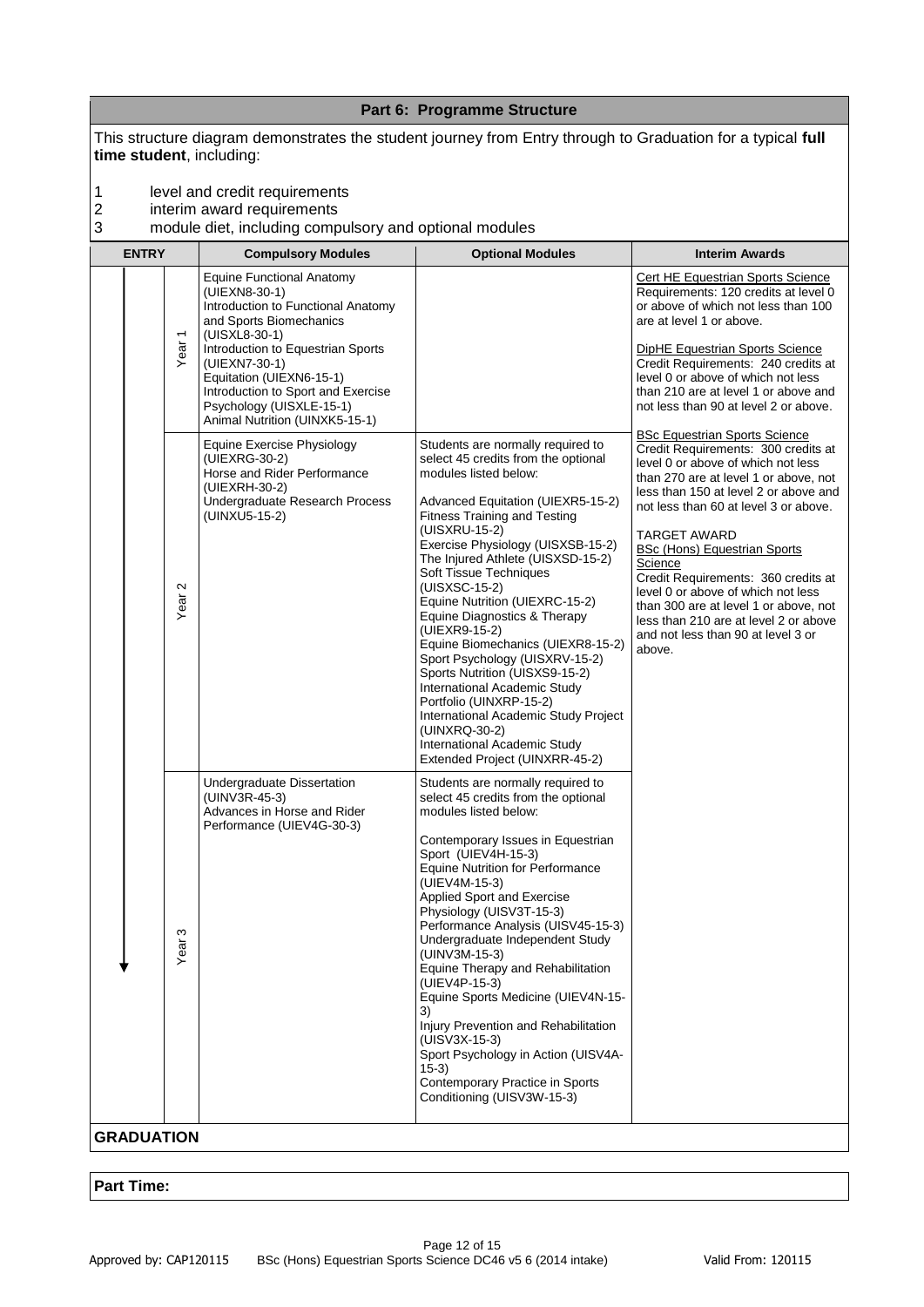## Part 6: Programme Structure

This structure diagram demonstrates the student journey from Entry through to Graduation for a typical **full time student**, including:

1. level and credit requirements
2. interim award requirements
3. module diet, including compulsory and optional modules

| ENTRY | | Compulsory Modules | Optional Modules | Interim Awards |
|---|---|---|---|---|
| | Year 1 | Equine Functional Anatomy (UIEXN8-30-1)<br>Introduction to Functional Anatomy and Sports Biomechanics (UISXL8-30-1)<br>Introduction to Equestrian Sports (UIEXN7-30-1)<br>Equitation (UIEXN6-15-1)<br>Introduction to Sport and Exercise Psychology (UISXLE-15-1)<br>Animal Nutrition (UINXK5-15-1) | | Cert HE Equestrian Sports Science<br>Requirements: 120 credits at level 0 or above of which not less than 100 are at level 1 or above.<br><br>DipHE Equestrian Sports Science<br>Credit Requirements: 240 credits at level 0 or above of which not less than 210 are at level 1 or above and not less than 90 at level 2 or above. |
| | Year 2 | Equine Exercise Physiology (UIEXRG-30-2)<br>Horse and Rider Performance (UIEXRH-30-2)<br>Undergraduate Research Process (UINXU5-15-2) | Students are normally required to select 45 credits from the optional modules listed below:<br><br>Advanced Equitation (UIEXR5-15-2)<br>Fitness Training and Testing (UISXRU-15-2)<br>Exercise Physiology (UISXSB-15-2)<br>The Injured Athlete (UISXSD-15-2)<br>Soft Tissue Techniques (UISXSC-15-2)<br>Equine Nutrition (UIEXRC-15-2)<br>Equine Diagnostics & Therapy (UIEXR9-15-2)<br>Equine Biomechanics (UIEXR8-15-2)<br>Sport Psychology (UISXRV-15-2)<br>Sports Nutrition (UISXS9-15-2)<br>International Academic Study Portfolio (UINXRP-15-2)<br>International Academic Study Project (UINXRQ-30-2)<br>International Academic Study Extended Project (UINXRR-45-2) | BSc Equestrian Sports Science<br>Credit Requirements: 300 credits at level 0 or above of which not less than 270 are at level 1 or above, not less than 150 at level 2 or above and not less than 60 at level 3 or above.<br><br>TARGET AWARD<br>BSc (Hons) Equestrian Sports Science<br>Credit Requirements: 360 credits at level 0 or above of which not less than 300 are at level 1 or above, not less than 210 are at level 2 or above and not less than 90 at level 3 or above. |
| | Year 3 | Undergraduate Dissertation (UINV3R-45-3)<br>Advances in Horse and Rider Performance (UIEV4G-30-3) | Students are normally required to select 45 credits from the optional modules listed below:<br><br>Contemporary Issues in Equestrian Sport (UIEV4H-15-3)<br>Equine Nutrition for Performance (UIEV4M-15-3)<br>Applied Sport and Exercise Physiology (UISV3T-15-3)<br>Performance Analysis (UISV45-15-3)<br>Undergraduate Independent Study (UINV3M-15-3)<br>Equine Therapy and Rehabilitation (UIEV4P-15-3)<br>Equine Sports Medicine (UIEV4N-15-3)<br>Injury Prevention and Rehabilitation (UISV3X-15-3)<br>Sport Psychology in Action (UISV4A-15-3)<br>Contemporary Practice in Sports Conditioning (UISV3W-15-3) | |
| **GRADUATION** | | | | |

**Part Time:**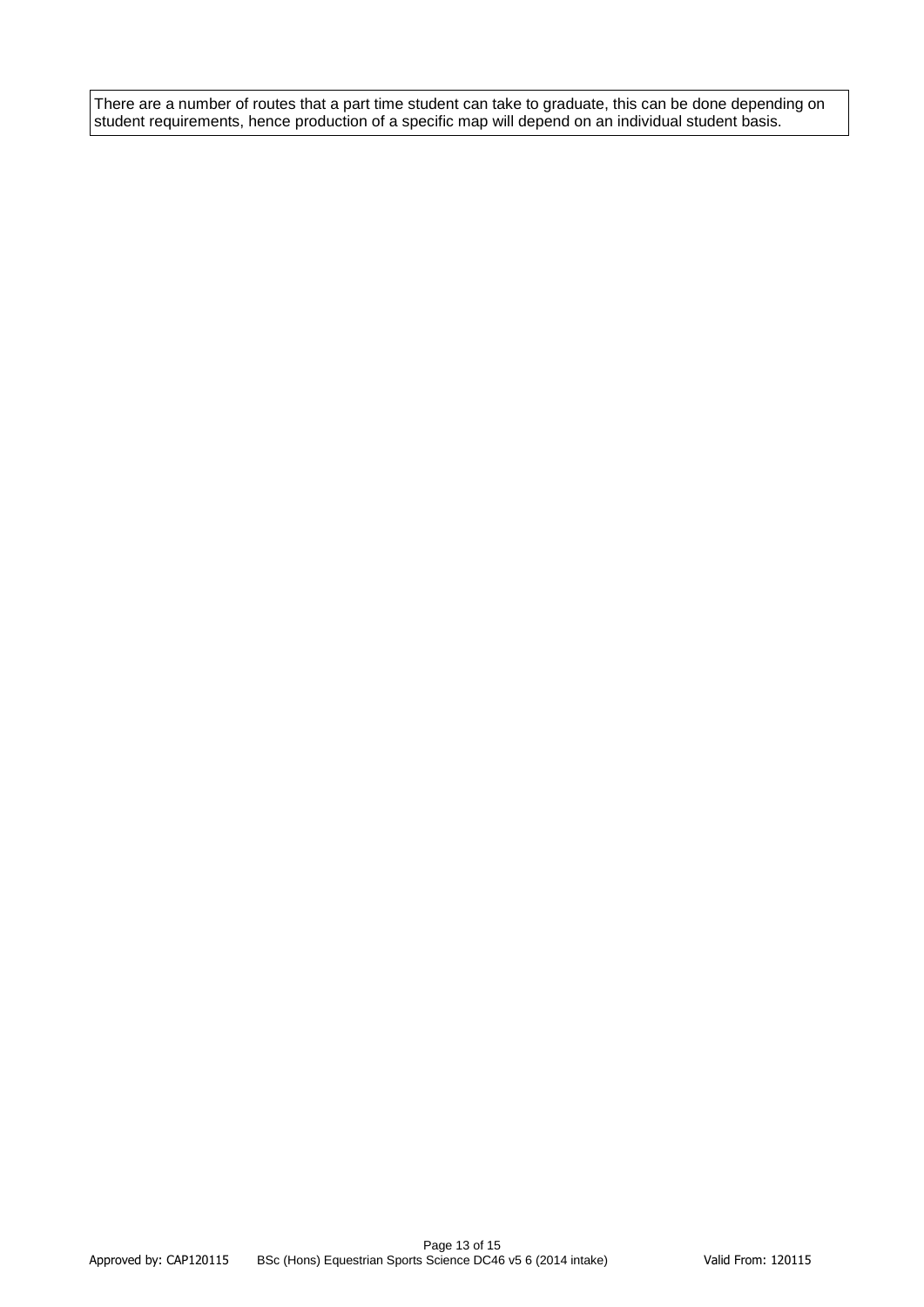There are a number of routes that a part time student can take to graduate, this can be done depending on student requirements, hence production of a specific map will depend on an individual student basis.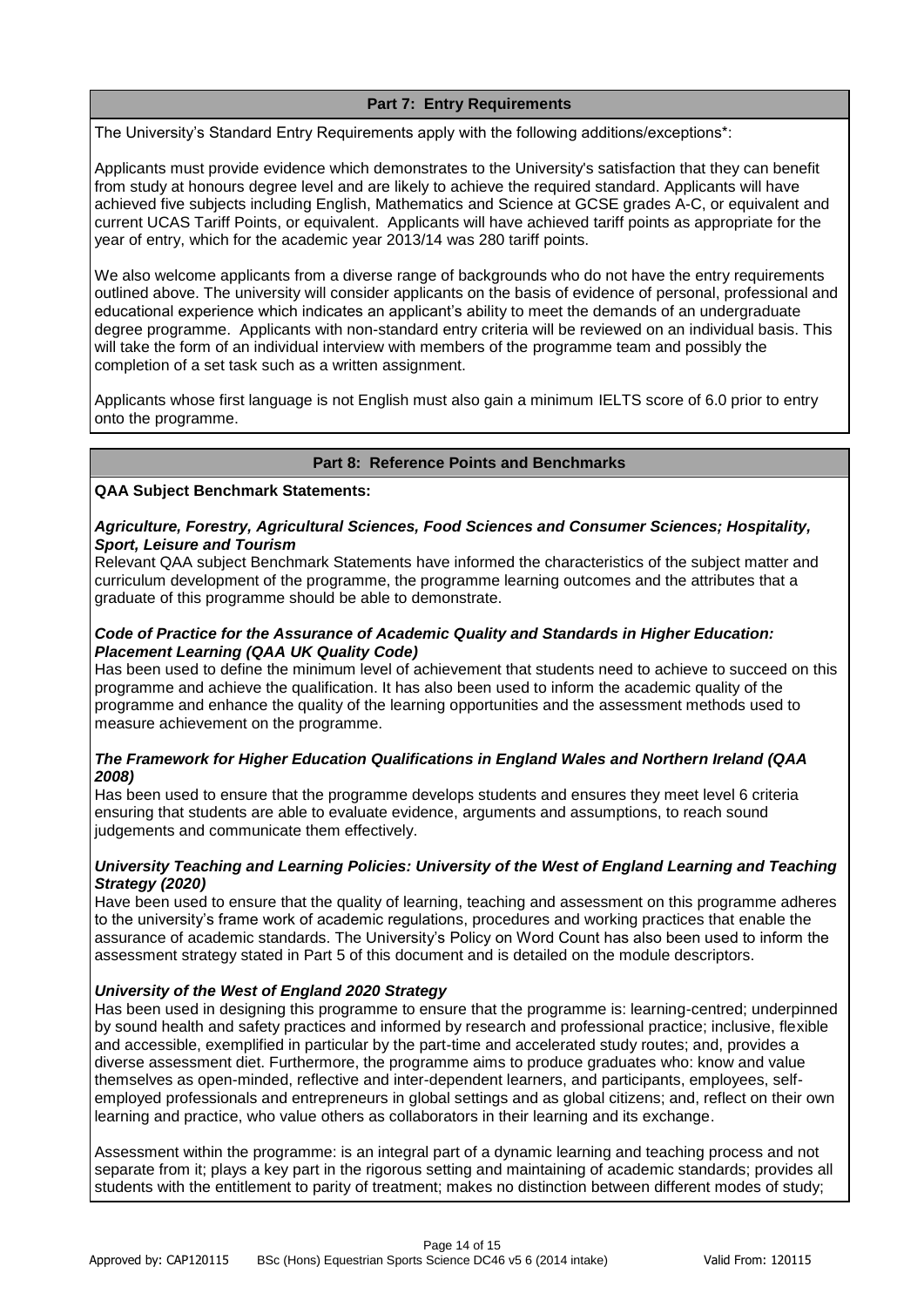## Part 7: Entry Requirements

The University's Standard Entry Requirements apply with the following additions/exceptions*:

Applicants must provide evidence which demonstrates to the University's satisfaction that they can benefit from study at honours degree level and are likely to achieve the required standard. Applicants will have achieved five subjects including English, Mathematics and Science at GCSE grades A-C, or equivalent and current UCAS Tariff Points, or equivalent. Applicants will have achieved tariff points as appropriate for the year of entry, which for the academic year 2013/14 was 280 tariff points.

We also welcome applicants from a diverse range of backgrounds who do not have the entry requirements outlined above. The university will consider applicants on the basis of evidence of personal, professional and educational experience which indicates an applicant's ability to meet the demands of an undergraduate degree programme. Applicants with non-standard entry criteria will be reviewed on an individual basis. This will take the form of an individual interview with members of the programme team and possibly the completion of a set task such as a written assignment.

Applicants whose first language is not English must also gain a minimum IELTS score of 6.0 prior to entry onto the programme.

## Part 8: Reference Points and Benchmarks

**QAA Subject Benchmark Statements:**

***Agriculture, Forestry, Agricultural Sciences, Food Sciences and Consumer Sciences; Hospitality, Sport, Leisure and Tourism***

Relevant QAA subject Benchmark Statements have informed the characteristics of the subject matter and curriculum development of the programme, the programme learning outcomes and the attributes that a graduate of this programme should be able to demonstrate.

***Code of Practice for the Assurance of Academic Quality and Standards in Higher Education: Placement Learning (QAA UK Quality Code)***

Has been used to define the minimum level of achievement that students need to achieve to succeed on this programme and achieve the qualification. It has also been used to inform the academic quality of the programme and enhance the quality of the learning opportunities and the assessment methods used to measure achievement on the programme.

***The Framework for Higher Education Qualifications in England Wales and Northern Ireland (QAA 2008)***

Has been used to ensure that the programme develops students and ensures they meet level 6 criteria ensuring that students are able to evaluate evidence, arguments and assumptions, to reach sound judgements and communicate them effectively.

***University Teaching and Learning Policies: University of the West of England Learning and Teaching Strategy (2020)***

Have been used to ensure that the quality of learning, teaching and assessment on this programme adheres to the university's frame work of academic regulations, procedures and working practices that enable the assurance of academic standards. The University's Policy on Word Count has also been used to inform the assessment strategy stated in Part 5 of this document and is detailed on the module descriptors.

***University of the West of England 2020 Strategy***

Has been used in designing this programme to ensure that the programme is: learning-centred; underpinned by sound health and safety practices and informed by research and professional practice; inclusive, flexible and accessible, exemplified in particular by the part-time and accelerated study routes; and, provides a diverse assessment diet. Furthermore, the programme aims to produce graduates who: know and value themselves as open-minded, reflective and inter-dependent learners, and participants, employees, self-employed professionals and entrepreneurs in global settings and as global citizens; and, reflect on their own learning and practice, who value others as collaborators in their learning and its exchange.

Assessment within the programme: is an integral part of a dynamic learning and teaching process and not separate from it; plays a key part in the rigorous setting and maintaining of academic standards; provides all students with the entitlement to parity of treatment; makes no distinction between different modes of study;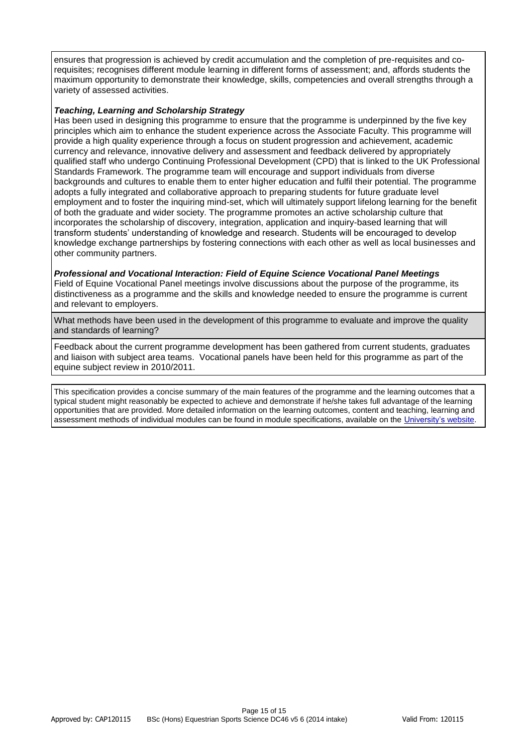ensures that progression is achieved by credit accumulation and the completion of pre-requisites and co-requisites; recognises different module learning in different forms of assessment; and, affords students the maximum opportunity to demonstrate their knowledge, skills, competencies and overall strengths through a variety of assessed activities.

***Teaching, Learning and Scholarship Strategy***

Has been used in designing this programme to ensure that the programme is underpinned by the five key principles which aim to enhance the student experience across the Associate Faculty. This programme will provide a high quality experience through a focus on student progression and achievement, academic currency and relevance, innovative delivery and assessment and feedback delivered by appropriately qualified staff who undergo Continuing Professional Development (CPD) that is linked to the UK Professional Standards Framework. The programme team will encourage and support individuals from diverse backgrounds and cultures to enable them to enter higher education and fulfil their potential. The programme adopts a fully integrated and collaborative approach to preparing students for future graduate level employment and to foster the inquiring mind-set, which will ultimately support lifelong learning for the benefit of both the graduate and wider society. The programme promotes an active scholarship culture that incorporates the scholarship of discovery, integration, application and inquiry-based learning that will transform students' understanding of knowledge and research. Students will be encouraged to develop knowledge exchange partnerships by fostering connections with each other as well as local businesses and other community partners.

***Professional and Vocational Interaction: Field of Equine Science Vocational Panel Meetings***

Field of Equine Vocational Panel meetings involve discussions about the purpose of the programme, its distinctiveness as a programme and the skills and knowledge needed to ensure the programme is current and relevant to employers.

**What methods have been used in the development of this programme to evaluate and improve the quality and standards of learning?**

Feedback about the current programme development has been gathered from current students, graduates and liaison with subject area teams. Vocational panels have been held for this programme as part of the equine subject review in 2010/2011.

This specification provides a concise summary of the main features of the programme and the learning outcomes that a typical student might reasonably be expected to achieve and demonstrate if he/she takes full advantage of the learning opportunities that are provided. More detailed information on the learning outcomes, content and teaching, learning and assessment methods of individual modules can be found in module specifications, available on the University's website.